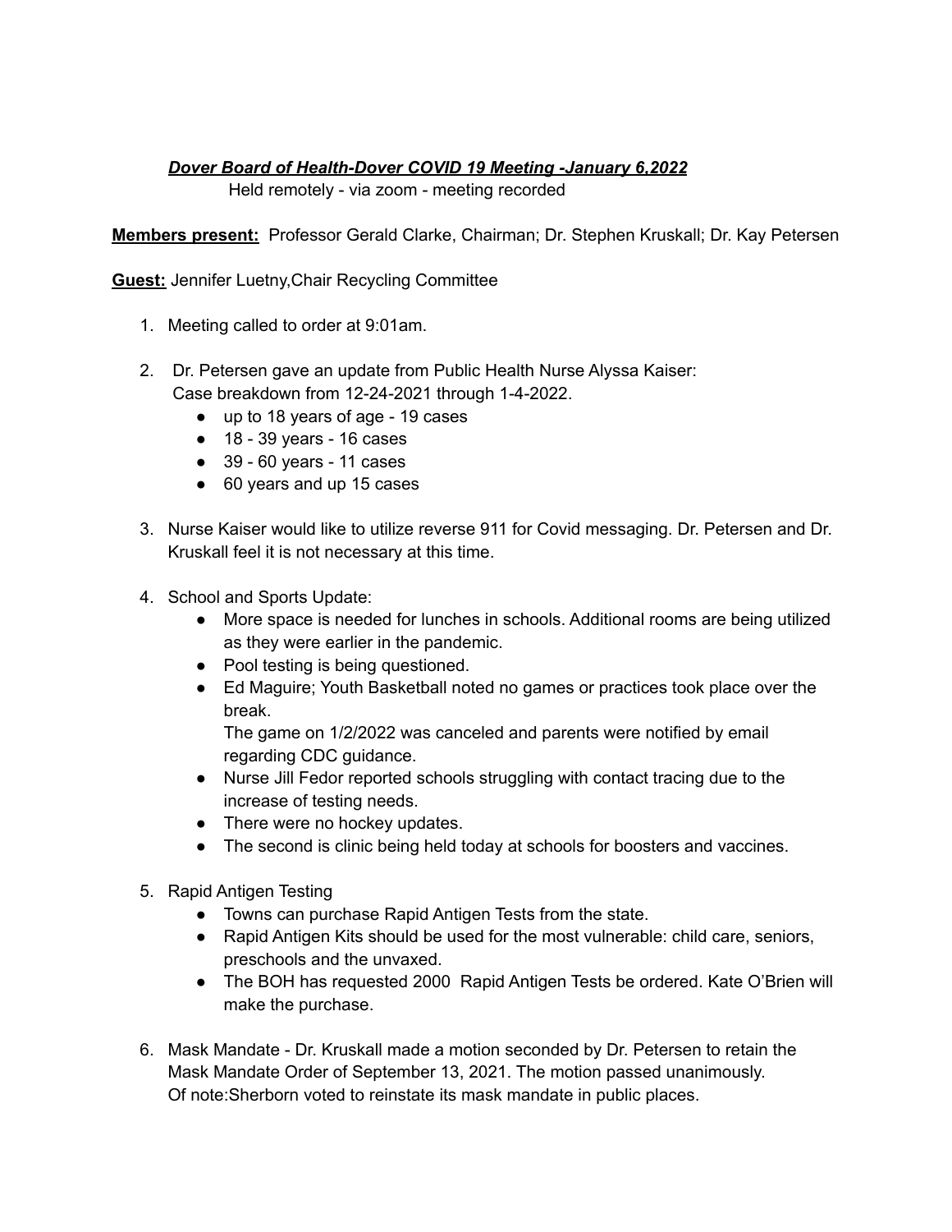***Dover Board of Health-Dover COVID 19 Meeting -January 6,2022***

Held remotely - via zoom - meeting recorded

**Members present:** Professor Gerald Clarke, Chairman; Dr. Stephen Kruskall; Dr. Kay Petersen

**Guest:** Jennifer Luetny,Chair Recycling Committee

1. Meeting called to order at 9:01am.

2. Dr. Petersen gave an update from Public Health Nurse Alyssa Kaiser:
   Case breakdown from 12-24-2021 through 1-4-2022.
   - up to 18 years of age - 19 cases
   - 18 - 39 years - 16 cases
   - 39 - 60 years - 11 cases
   - 60 years and up 15 cases

3. Nurse Kaiser would like to utilize reverse 911 for Covid messaging. Dr. Petersen and Dr. Kruskall feel it is not necessary at this time.

4. School and Sports Update:
   - More space is needed for lunches in schools. Additional rooms are being utilized as they were earlier in the pandemic.
   - Pool testing is being questioned.
   - Ed Maguire; Youth Basketball noted no games or practices took place over the break.
     The game on 1/2/2022 was canceled and parents were notified by email regarding CDC guidance.
   - Nurse Jill Fedor reported schools struggling with contact tracing due to the increase of testing needs.
   - There were no hockey updates.
   - The second is clinic being held today at schools for boosters and vaccines.

5. Rapid Antigen Testing
   - Towns can purchase Rapid Antigen Tests from the state.
   - Rapid Antigen Kits should be used for the most vulnerable: child care, seniors, preschools and the unvaxed.
   - The BOH has requested 2000 Rapid Antigen Tests be ordered. Kate O'Brien will make the purchase.

6. Mask Mandate - Dr. Kruskall made a motion seconded by Dr. Petersen to retain the Mask Mandate Order of September 13, 2021. The motion passed unanimously.
   Of note:Sherborn voted to reinstate its mask mandate in public places.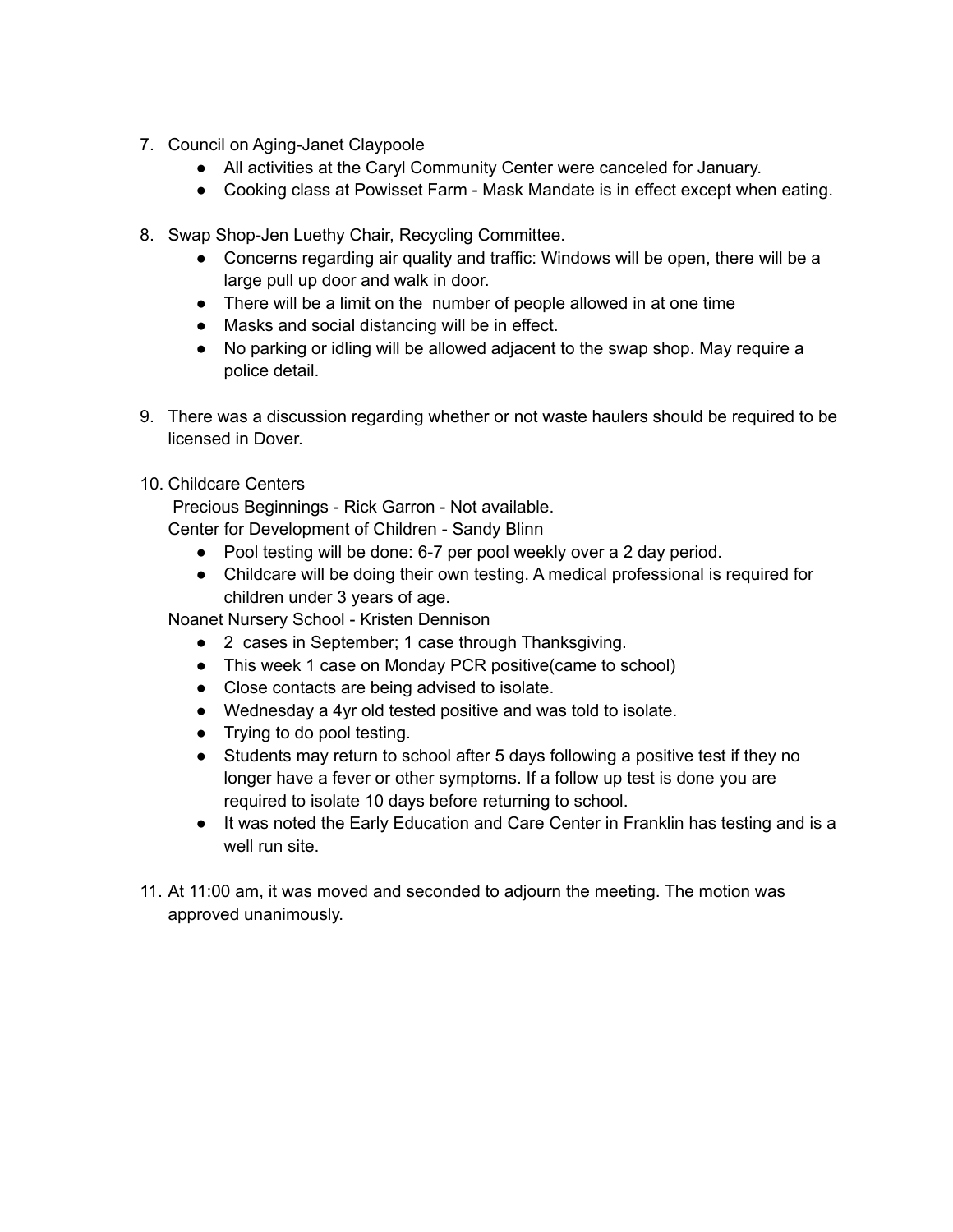7. Council on Aging-Janet Claypoole
    - All activities at the Caryl Community Center were canceled for January.
    - Cooking class at Powisset Farm - Mask Mandate is in effect except when eating.

8. Swap Shop-Jen Luethy Chair, Recycling Committee.
    - Concerns regarding air quality and traffic: Windows will be open, there will be a large pull up door and walk in door.
    - There will be a limit on the number of people allowed in at one time
    - Masks and social distancing will be in effect.
    - No parking or idling will be allowed adjacent to the swap shop. May require a police detail.

9. There was a discussion regarding whether or not waste haulers should be required to be licensed in Dover.

10. Childcare Centers
    Precious Beginnings - Rick Garron - Not available.
    Center for Development of Children - Sandy Blinn
    - Pool testing will be done: 6-7 per pool weekly over a 2 day period.
    - Childcare will be doing their own testing. A medical professional is required for children under 3 years of age.

    Noanet Nursery School - Kristen Dennison
    - 2 cases in September; 1 case through Thanksgiving.
    - This week 1 case on Monday PCR positive(came to school)
    - Close contacts are being advised to isolate.
    - Wednesday a 4yr old tested positive and was told to isolate.
    - Trying to do pool testing.
    - Students may return to school after 5 days following a positive test if they no longer have a fever or other symptoms. If a follow up test is done you are required to isolate 10 days before returning to school.
    - It was noted the Early Education and Care Center in Franklin has testing and is a well run site.

11. At 11:00 am, it was moved and seconded to adjourn the meeting. The motion was approved unanimously.